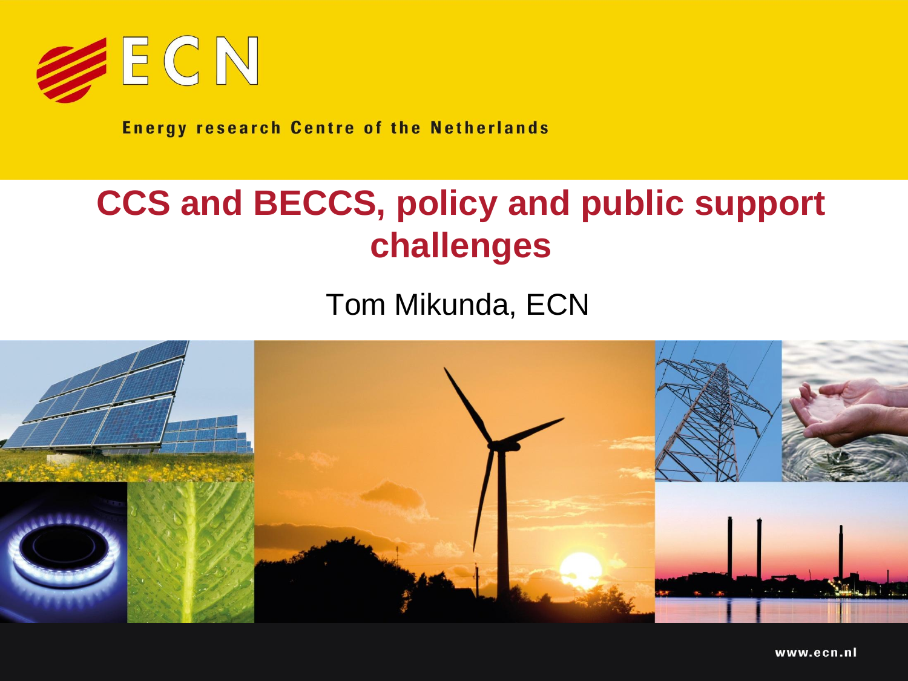ECN

Energy research Centre of the Netherlands

# CCS and BECCS, policy and public support challenges

Tom Mikunda, ECN

www.ecn.nl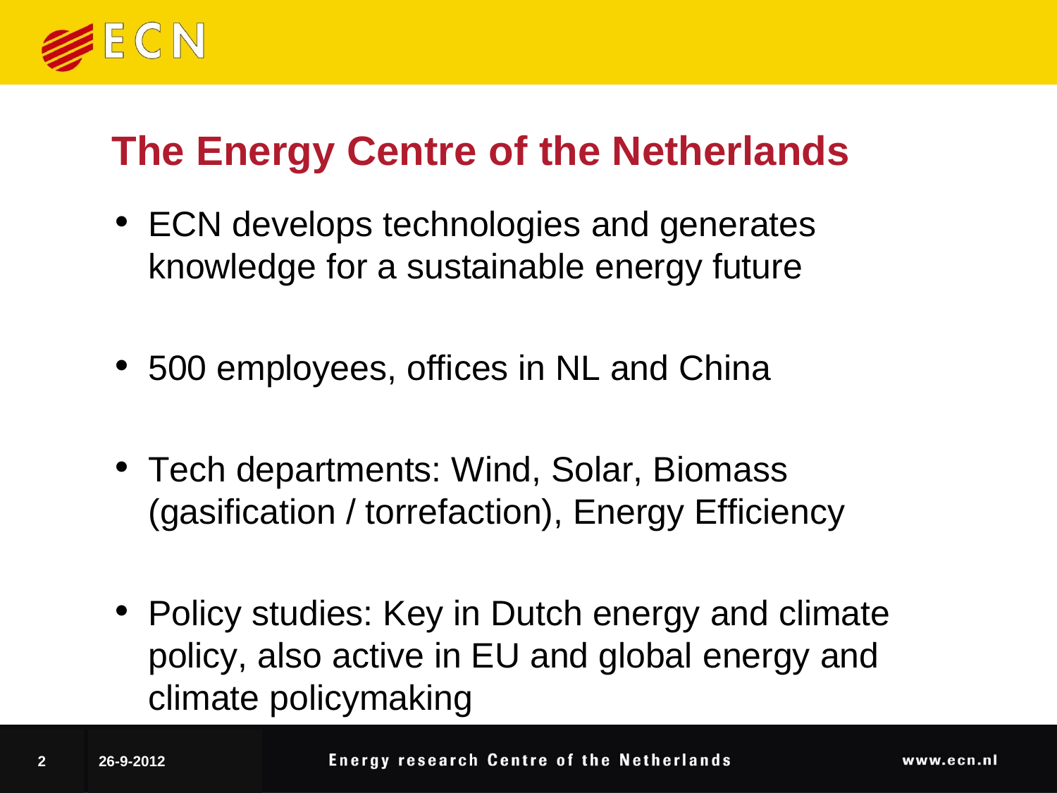## The Energy Centre of the Netherlands

- ECN develops technologies and generates knowledge for a sustainable energy future
- 500 employees, offices in NL and China
- Tech departments: Wind, Solar, Biomass (gasification / torrefaction), Energy Efficiency
- Policy studies: Key in Dutch energy and climate policy, also active in EU and global energy and climate policymaking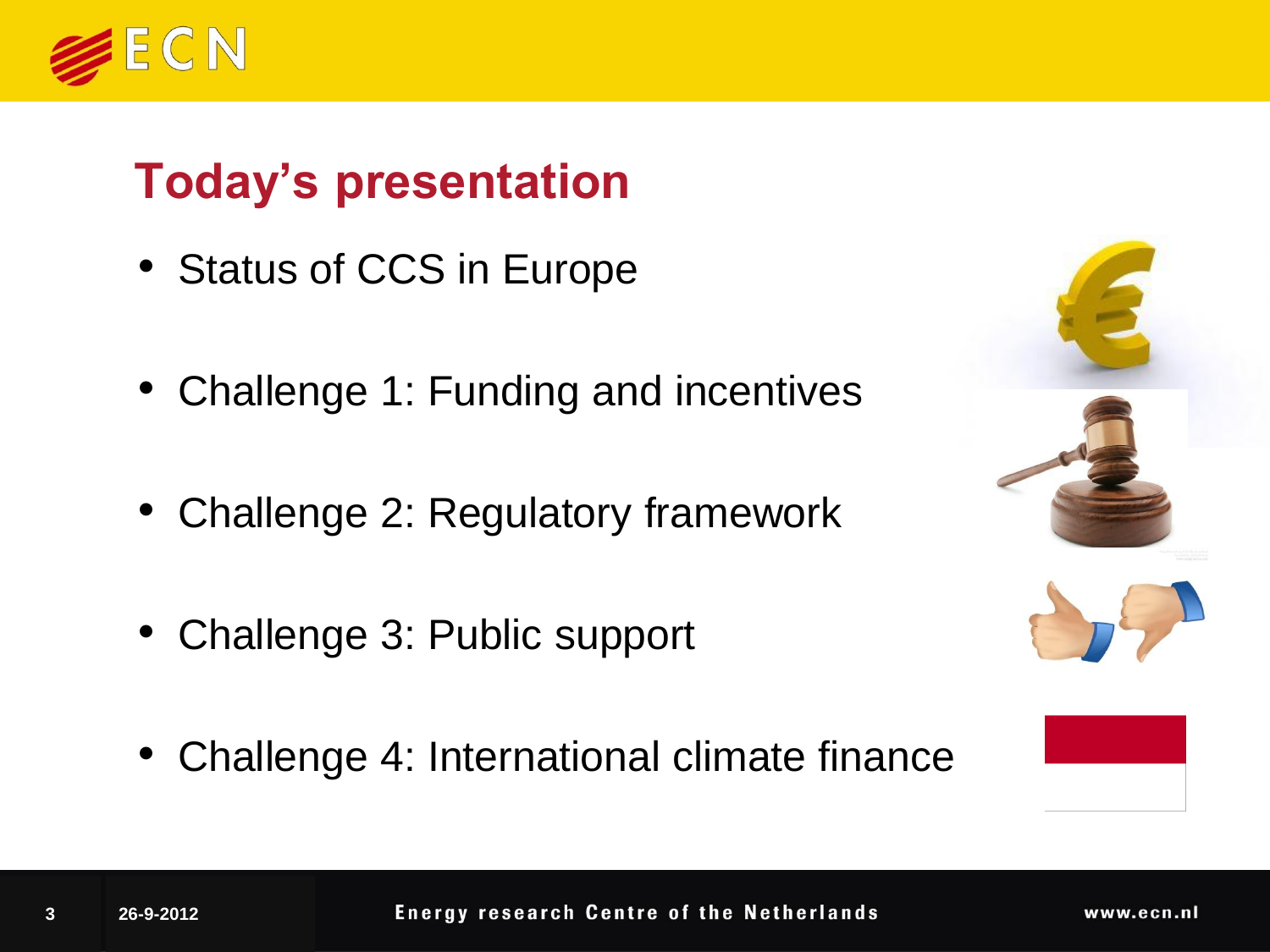# Today's presentation

- Status of CCS in Europe
- Challenge 1: Funding and incentives
- Challenge 2: Regulatory framework
- Challenge 3: Public support
- Challenge 4: International climate finance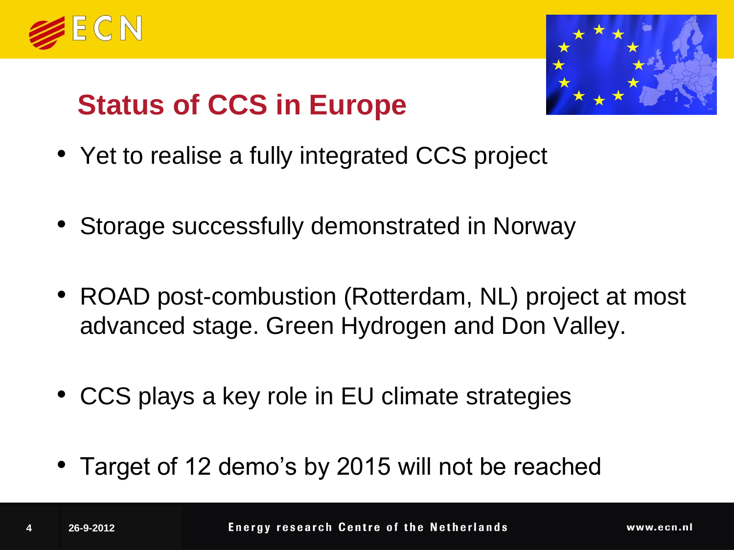# Status of CCS in Europe

- Yet to realise a fully integrated CCS project
- Storage successfully demonstrated in Norway
- ROAD post-combustion (Rotterdam, NL) project at most advanced stage. Green Hydrogen and Don Valley.
- CCS plays a key role in EU climate strategies
- Target of 12 demo's by 2015 will not be reached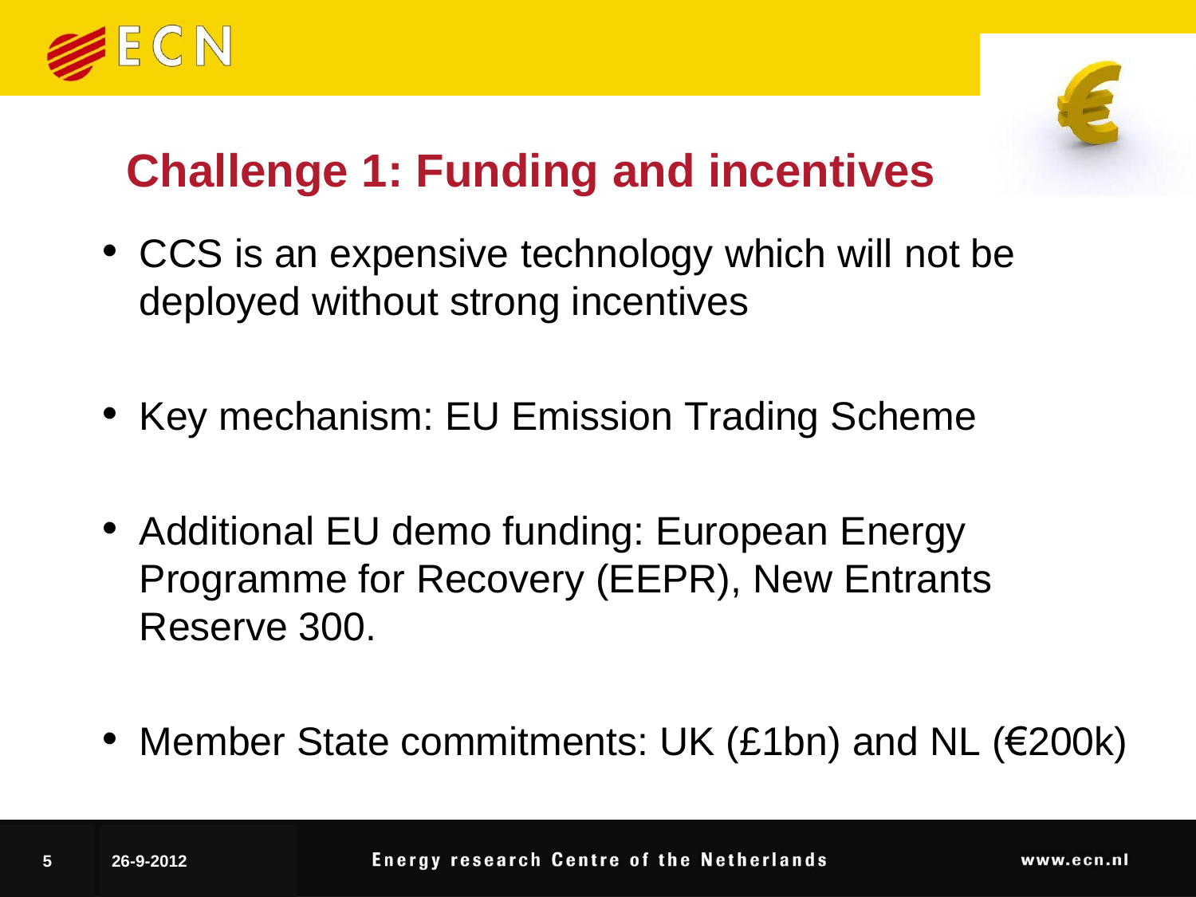# Challenge 1: Funding and incentives

- CCS is an expensive technology which will not be deployed without strong incentives
- Key mechanism: EU Emission Trading Scheme
- Additional EU demo funding: European Energy Programme for Recovery (EEPR), New Entrants Reserve 300.
- Member State commitments: UK (£1bn) and NL (€200k)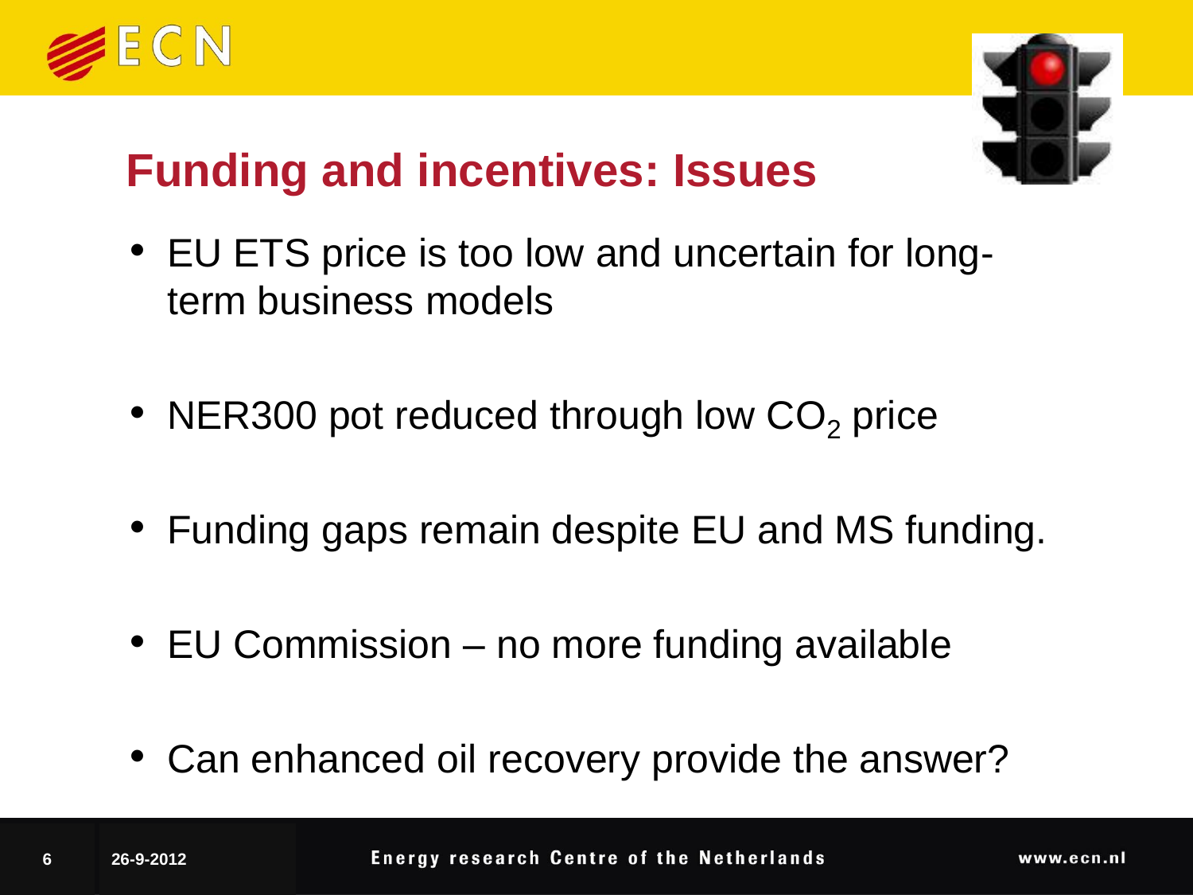# Funding and incentives: Issues

- EU ETS price is too low and uncertain for long-term business models
- NER300 pot reduced through low $CO_2$ price
- Funding gaps remain despite EU and MS funding.
- EU Commission – no more funding available
- Can enhanced oil recovery provide the answer?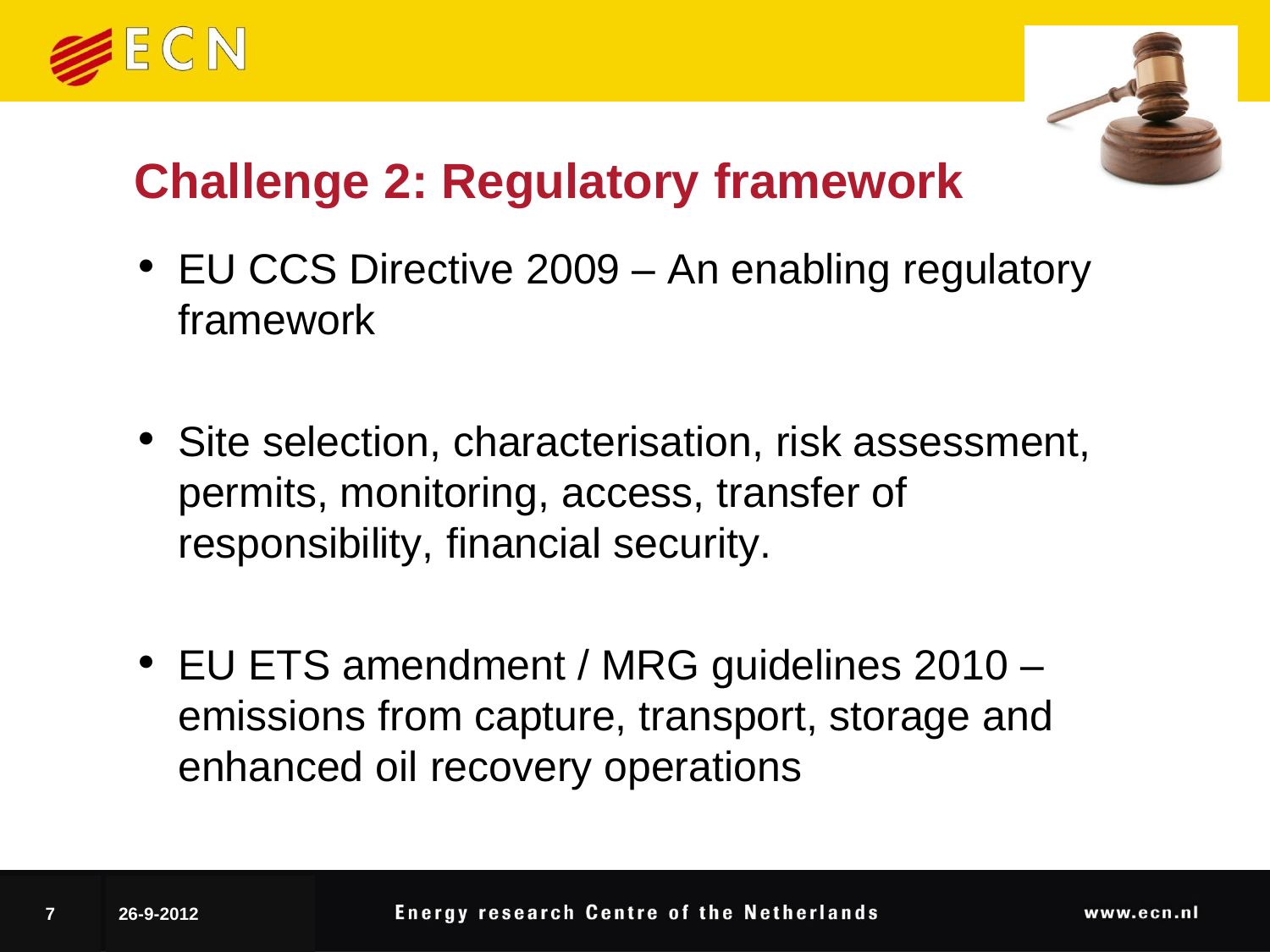# Challenge 2: Regulatory framework

- EU CCS Directive 2009 – An enabling regulatory framework
- Site selection, characterisation, risk assessment, permits, monitoring, access, transfer of responsibility, financial security.
- EU ETS amendment / MRG guidelines 2010 – emissions from capture, transport, storage and enhanced oil recovery operations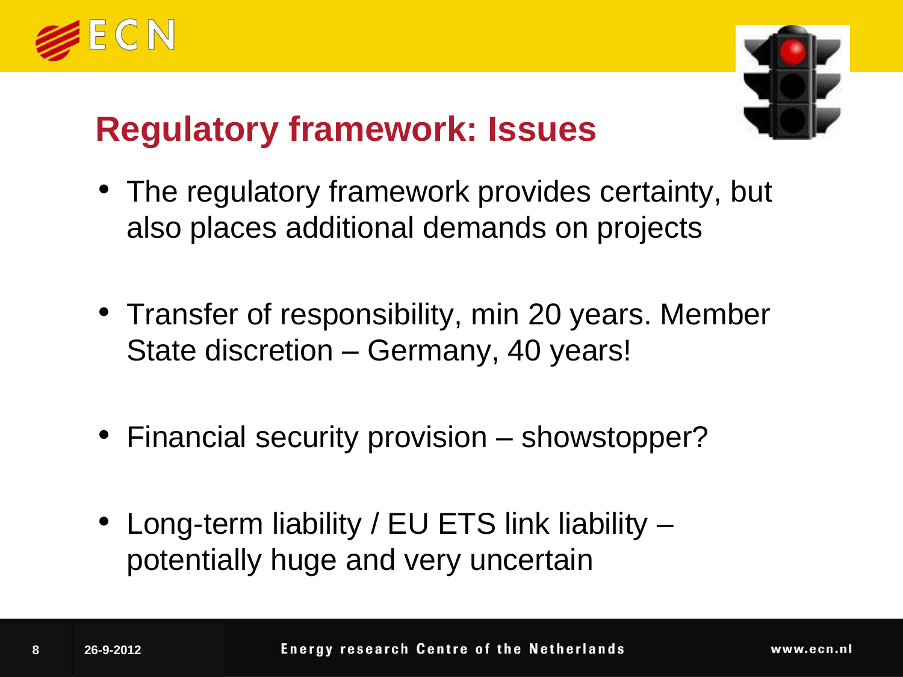## Regulatory framework: Issues

- The regulatory framework provides certainty, but also places additional demands on projects
- Transfer of responsibility, min 20 years. Member State discretion – Germany, 40 years!
- Financial security provision – showstopper?
- Long-term liability / EU ETS link liability – potentially huge and very uncertain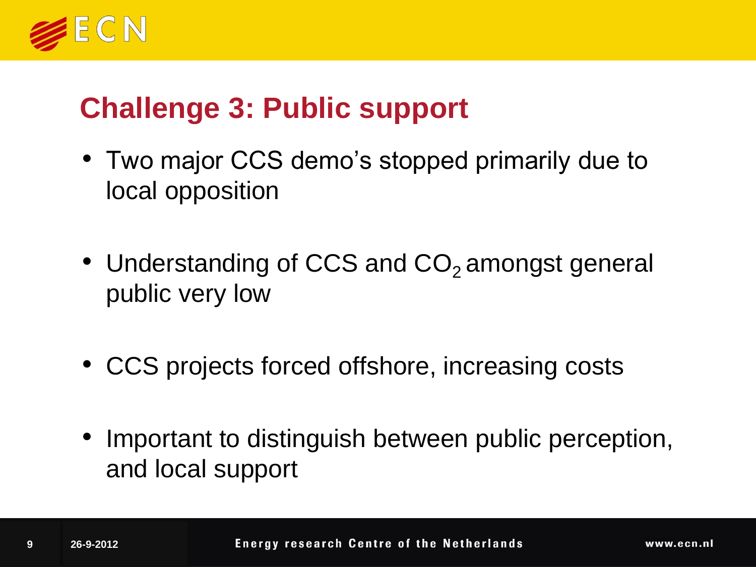## Challenge 3: Public support

- Two major CCS demo's stopped primarily due to local opposition
- Understanding of CCS and $CO_2$ amongst general public very low
- CCS projects forced offshore, increasing costs
- Important to distinguish between public perception, and local support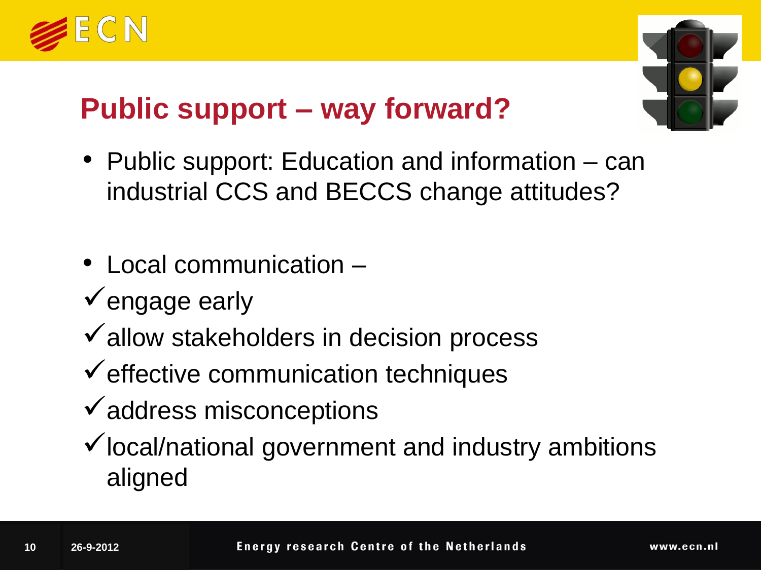# Public support – way forward?

- Public support: Education and information – can industrial CCS and BECCS change attitudes?

- Local communication –
  - ✓ engage early
  - ✓ allow stakeholders in decision process
  - ✓ effective communication techniques
  - ✓ address misconceptions
  - ✓ local/national government and industry ambitions aligned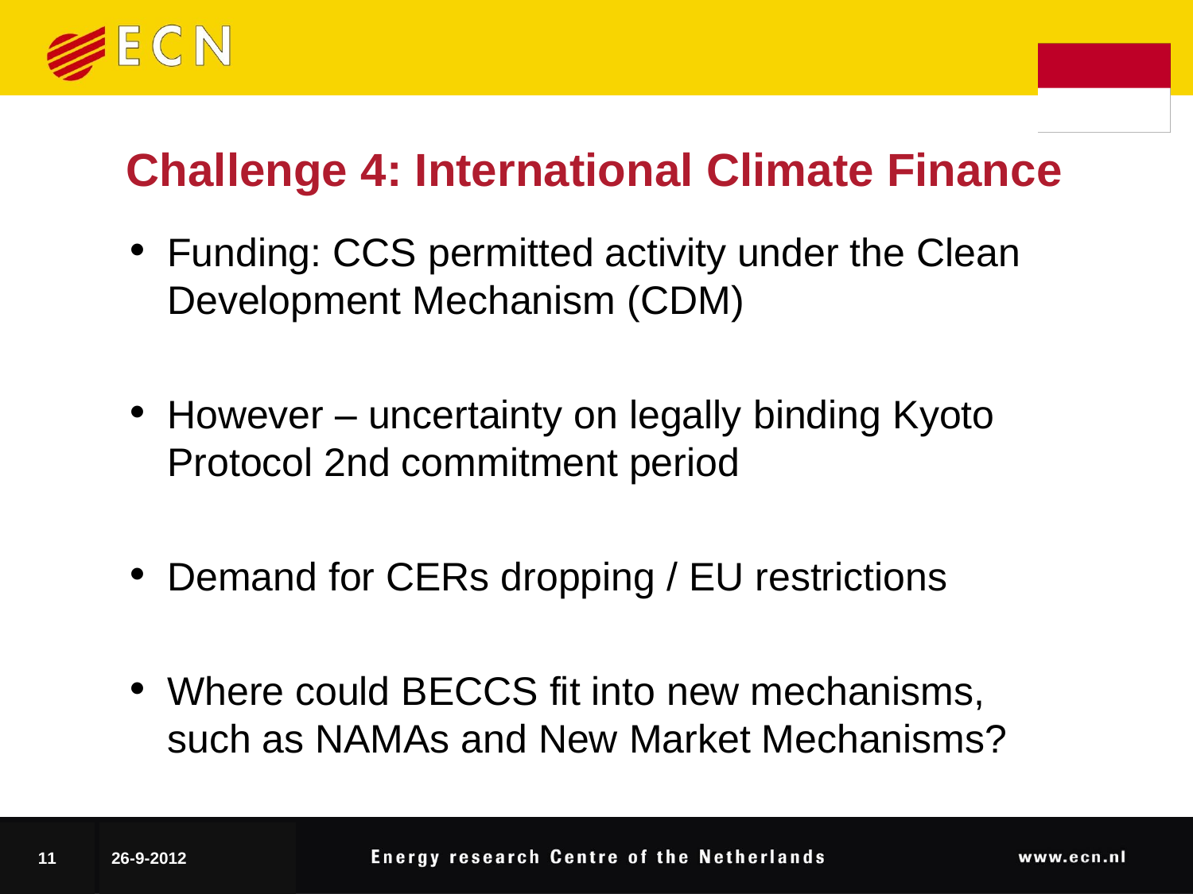## Challenge 4: International Climate Finance

- Funding: CCS permitted activity under the Clean Development Mechanism (CDM)
- However – uncertainty on legally binding Kyoto Protocol 2nd commitment period
- Demand for CERs dropping / EU restrictions
- Where could BECCS fit into new mechanisms, such as NAMAs and New Market Mechanisms?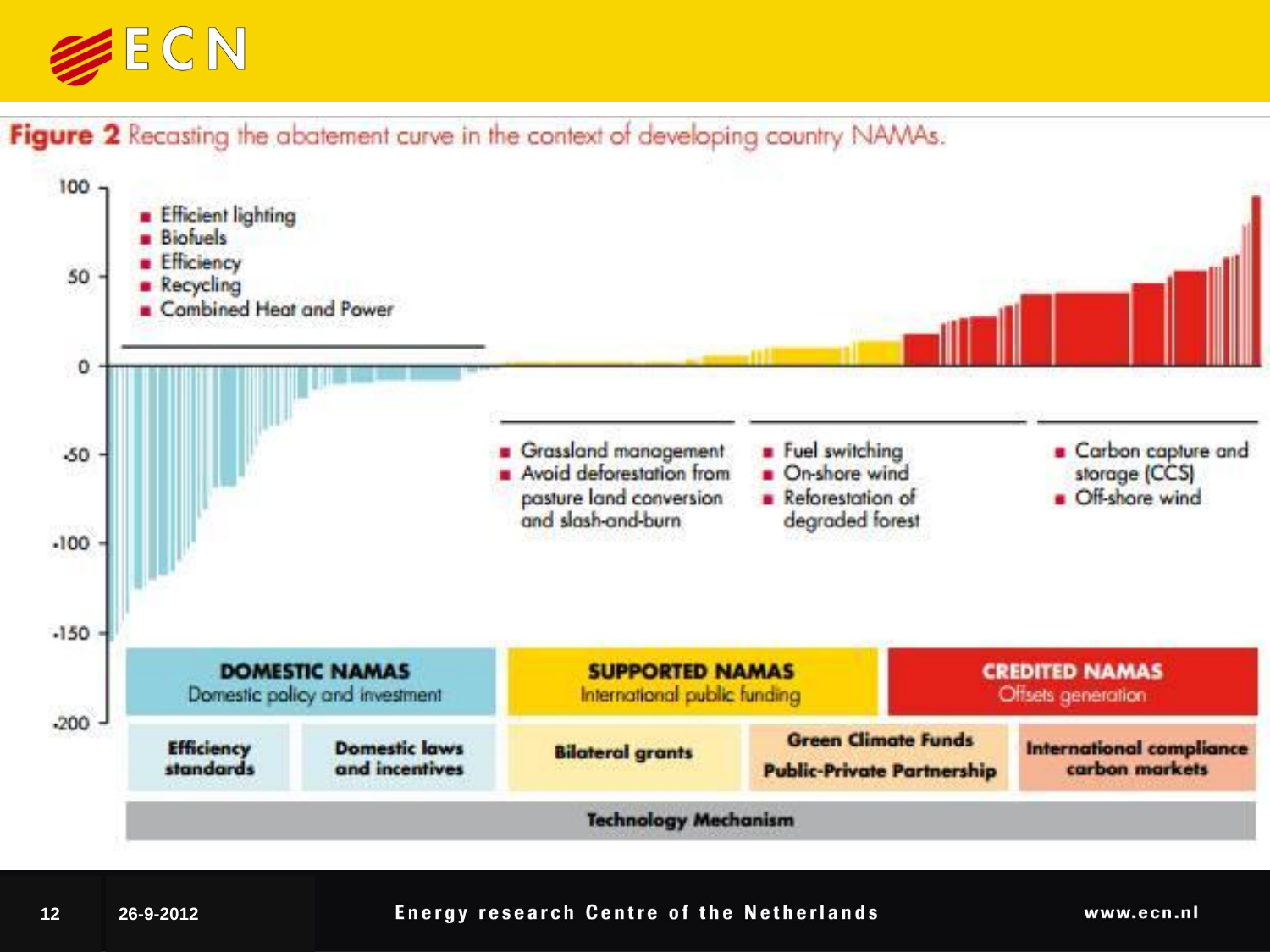**Figure 2** Recasting the abatement curve in the context of developing country NAMAs.

- Efficient lighting
- Biofuels
- Efficiency
- Recycling
- Combined Heat and Power

- Grassland management
- Avoid deforestation from pasture land conversion and slash-and-burn

- Fuel switching
- On-shore wind
- Reforestation of degraded forest

- Carbon capture and storage (CCS)
- Off-shore wind

| DOMESTIC NAMAS<br>Domestic policy and investment | | SUPPORTED NAMAS<br>International public funding | | CREDITED NAMAS<br>Offsets generation |
|---|---|---|---|---|
| Efficiency standards | Domestic laws and incentives | Bilateral grants | Green Climate Funds<br>Public-Private Partnership | International compliance carbon markets |
| Technology Mechanism | | | | |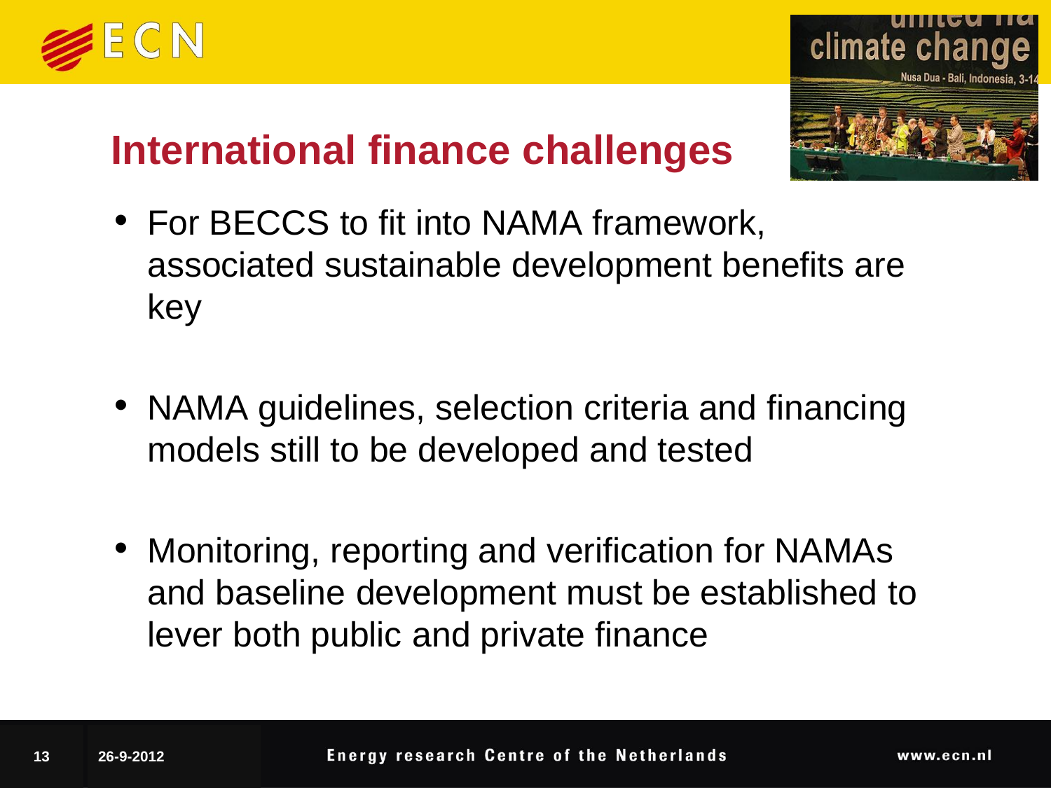## International finance challenges

- For BECCS to fit into NAMA framework, associated sustainable development benefits are key
- NAMA guidelines, selection criteria and financing models still to be developed and tested
- Monitoring, reporting and verification for NAMAs and baseline development must be established to lever both public and private finance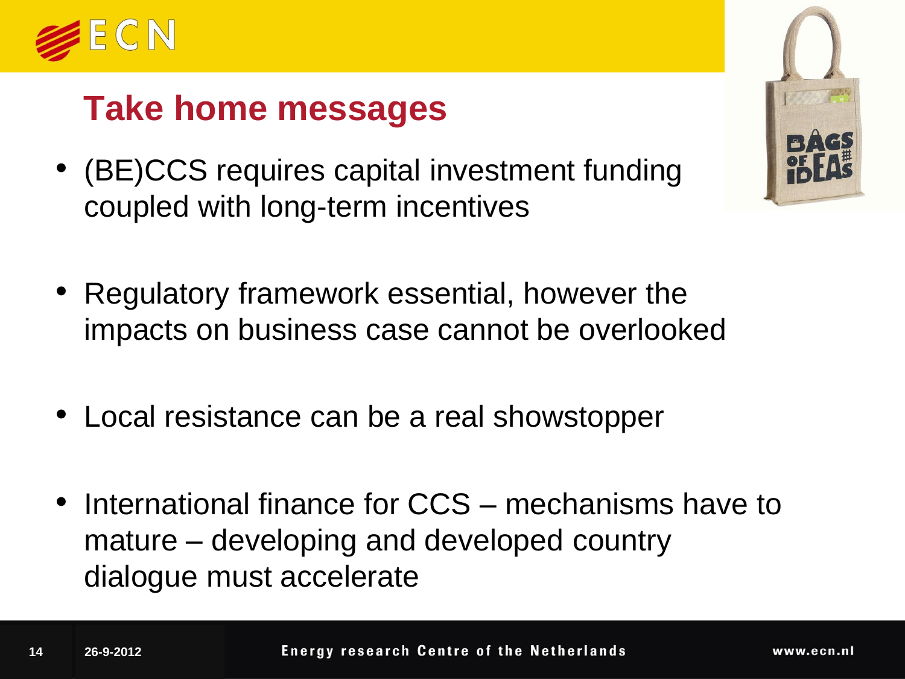## Take home messages

- (BE)CCS requires capital investment funding coupled with long-term incentives
- Regulatory framework essential, however the impacts on business case cannot be overlooked
- Local resistance can be a real showstopper
- International finance for CCS – mechanisms have to mature – developing and developed country dialogue must accelerate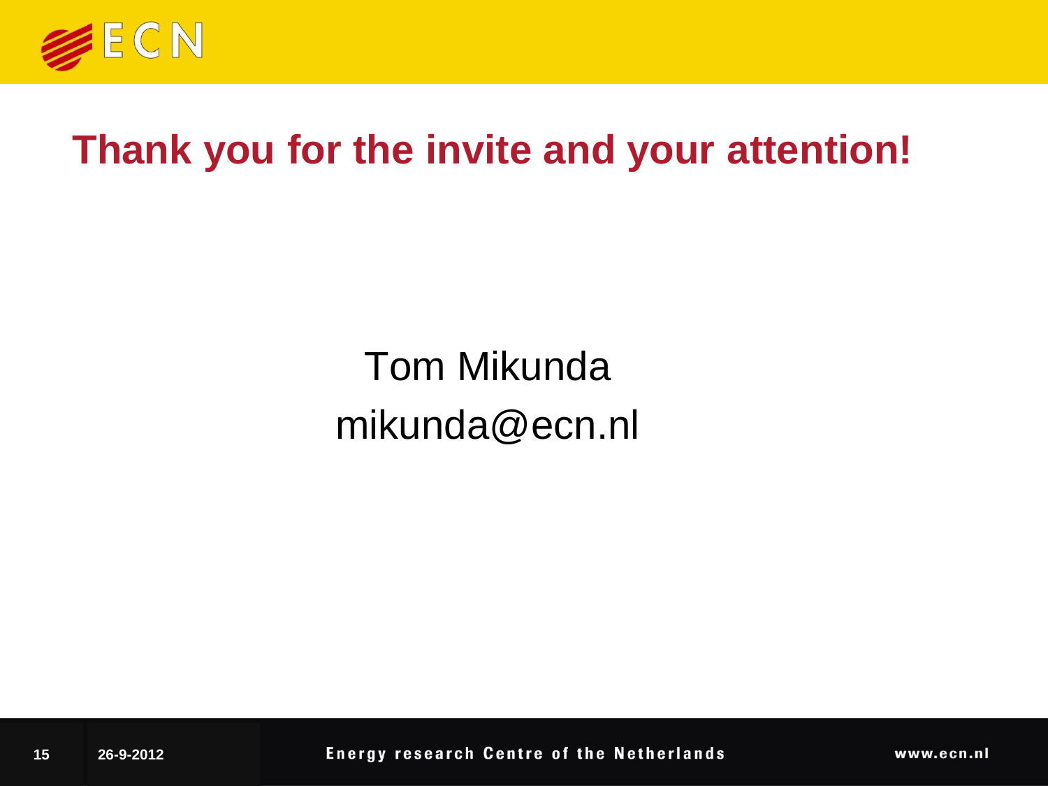# Thank you for the invite and your attention!

Tom Mikunda
mikunda@ecn.nl